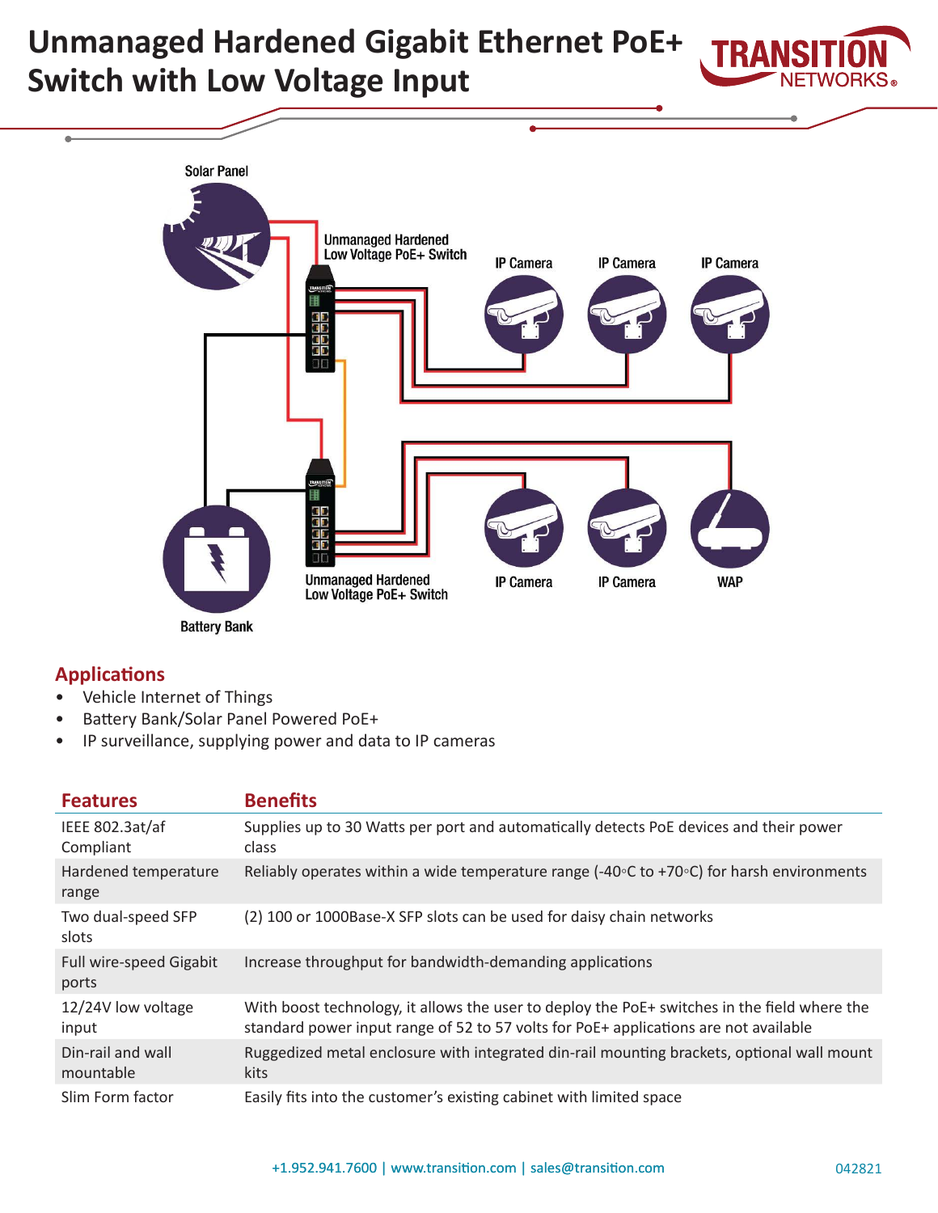# Unmanaged Hardened Gigabit Ethernet PoE+ Switch with Low Voltage Input

Solar Panel

Unmanaged Hardened Low Voltage PoE+ Switch

IP Camera IP Camera IP Camera

Battery Bank

Unmanaged Hardened Low Voltage PoE+ Switch

IP Camera IP Camera WAP

## Applications

- Vehicle Internet of Things
- Battery Bank/Solar Panel Powered PoE+
- IP surveillance, supplying power and data to IP cameras

| Features | Benefits |
|---|---|
| IEEE 802.3at/af Compliant | Supplies up to 30 Watts per port and automatically detects PoE devices and their power class |
| Hardened temperature range | Reliably operates within a wide temperature range (-40◦C to +70◦C) for harsh environments |
| Two dual-speed SFP slots | (2) 100 or 1000Base-X SFP slots can be used for daisy chain networks |
| Full wire-speed Gigabit ports | Increase throughput for bandwidth-demanding applications |
| 12/24V low voltage input | With boost technology, it allows the user to deploy the PoE+ switches in the field where the standard power input range of 52 to 57 volts for PoE+ applications are not available |
| Din-rail and wall mountable | Ruggedized metal enclosure with integrated din-rail mounting brackets, optional wall mount kits |
| Slim Form factor | Easily fits into the customer's existing cabinet with limited space |

+1.952.941.7600 | www.transition.com | sales@transition.com 042821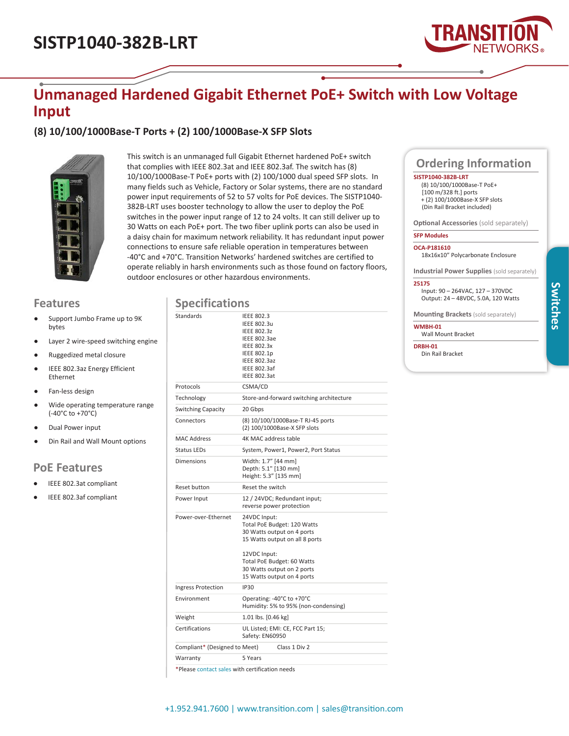# SISTP1040-382B-LRT

## Unmanaged Hardened Gigabit Ethernet PoE+ Switch with Low Voltage Input

### (8) 10/100/1000Base-T Ports + (2) 100/1000Base-X SFP Slots

This switch is an unmanaged full Gigabit Ethernet hardened PoE+ switch that complies with IEEE 802.3at and IEEE 802.3af. The switch has (8) 10/100/1000Base-T PoE+ ports with (2) 100/1000 dual speed SFP slots. In many fields such as Vehicle, Factory or Solar systems, there are no standard power input requirements of 52 to 57 volts for PoE devices. The SISTP1040-382B-LRT uses booster technology to allow the user to deploy the PoE switches in the power input range of 12 to 24 volts. It can still deliver up to 30 Watts on each PoE+ port. The two fiber uplink ports can also be used in a daisy chain for maximum network reliability. It has redundant input power connections to ensure safe reliable operation in temperatures between -40°C and +70°C. Transition Networks' hardened switches are certified to operate reliably in harsh environments such as those found on factory floors, outdoor enclosures or other hazardous environments.

## Features

- Support Jumbo Frame up to 9K bytes
- Layer 2 wire-speed switching engine
- Ruggedized metal closure
- IEEE 802.3az Energy Efficient Ethernet
- Fan-less design
- Wide operating temperature range (-40°C to +70°C)
- Dual Power input
- Din Rail and Wall Mount options

## PoE Features

- IEEE 802.3at compliant
- IEEE 802.3af compliant

## Specifications

| | |
|---|---|
| Standards | IEEE 802.3<br>IEEE 802.3u<br>IEEE 802.3z<br>IEEE 802.3ae<br>IEEE 802.3x<br>IEEE 802.1p<br>IEEE 802.3az<br>IEEE 802.3af<br>IEEE 802.3at |
| Protocols | CSMA/CD |
| Technology | Store-and-forward switching architecture |
| Switching Capacity | 20 Gbps |
| Connectors | (8) 10/100/1000Base-T RJ-45 ports<br>(2) 100/1000Base-X SFP slots |
| MAC Address | 4K MAC address table |
| Status LEDs | System, Power1, Power2, Port Status |
| Dimensions | Width: 1.7" [44 mm]<br>Depth: 5.1" [130 mm]<br>Height: 5.3" [135 mm] |
| Reset button | Reset the switch |
| Power Input | 12 / 24VDC; Redundant input;<br>reverse power protection |
| Power-over-Ethernet | 24VDC Input:<br>Total PoE Budget: 120 Watts<br>30 Watts output on 4 ports<br>15 Watts output on all 8 ports<br><br>12VDC Input:<br>Total PoE Budget: 60 Watts<br>30 Watts output on 2 ports<br>15 Watts output on 4 ports |
| Ingress Protection | IP30 |
| Environment | Operating: -40°C to +70°C<br>Humidity: 5% to 95% (non-condensing) |
| Weight | 1.01 lbs. [0.46 kg] |
| Certifications | UL Listed; EMI: CE, FCC Part 15;<br>Safety: EN60950 |
| Compliant* (Designed to Meet) | Class 1 Div 2 |
| Warranty | 5 Years |

*Please contact sales with certification needs

## Ordering Information

**SISTP1040-382B-LRT**
(8) 10/100/1000Base-T PoE+ [100 m/328 ft.] ports + (2) 100/1000Base-X SFP slots (Din Rail Bracket included)

**Optional Accessories** (sold separately)

**SFP Modules**

**OCA-P181610**
18x16x10" Polycarbonate Enclosure

**Industrial Power Supplies** (sold separately)

**25175**
Input: 90 – 264VAC, 127 – 370VDC
Output: 24 – 48VDC, 5.0A, 120 Watts

**Mounting Brackets** (sold separately)

**WMBH-01**
Wall Mount Bracket

**DRBH-01**
Din Rail Bracket

Switches

+1.952.941.7600 | www.transition.com | sales@transition.com